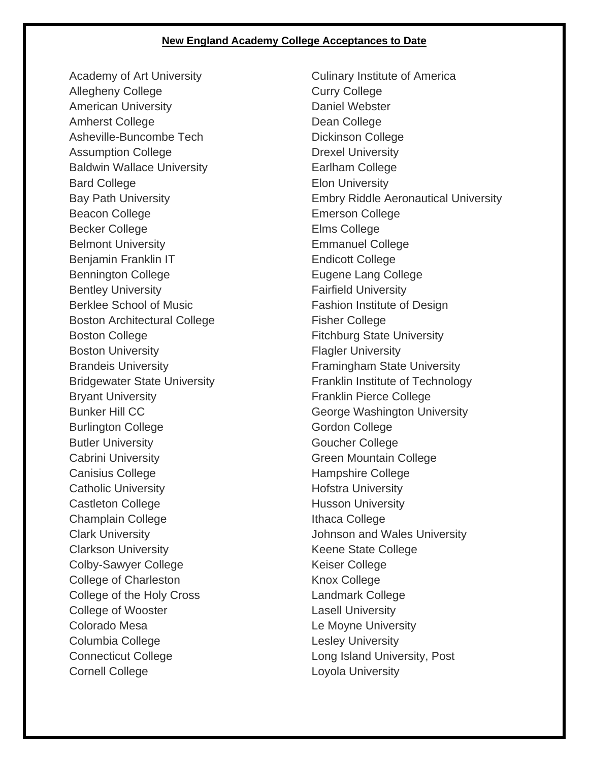## New England Academy College Acceptances to Date

- Academy of Art University
- Allegheny College
- American University
- Amherst College
- Asheville-Buncombe Tech
- Assumption College
- Baldwin Wallace University
- Bard College
- Bay Path University
- Beacon College
- Becker College
- Belmont University
- Benjamin Franklin IT
- Bennington College
- Bentley University
- Berklee School of Music
- Boston Architectural College
- Boston College
- Boston University
- Brandeis University
- Bridgewater State University
- Bryant University
- Bunker Hill CC
- Burlington College
- Butler University
- Cabrini University
- Canisius College
- Catholic University
- Castleton College
- Champlain College
- Clark University
- Clarkson University
- Colby-Sawyer College
- College of Charleston
- College of the Holy Cross
- College of Wooster
- Colorado Mesa
- Columbia College
- Connecticut College
- Cornell College
- Culinary Institute of America
- Curry College
- Daniel Webster
- Dean College
- Dickinson College
- Drexel University
- Earlham College
- Elon University
- Embry Riddle Aeronautical University
- Emerson College
- Elms College
- Emmanuel College
- Endicott College
- Eugene Lang College
- Fairfield University
- Fashion Institute of Design
- Fisher College
- Fitchburg State University
- Flagler University
- Framingham State University
- Franklin Institute of Technology
- Franklin Pierce College
- George Washington University
- Gordon College
- Goucher College
- Green Mountain College
- Hampshire College
- Hofstra University
- Husson University
- Ithaca College
- Johnson and Wales University
- Keene State College
- Keiser College
- Knox College
- Landmark College
- Lasell University
- Le Moyne University
- Lesley University
- Long Island University, Post
- Loyola University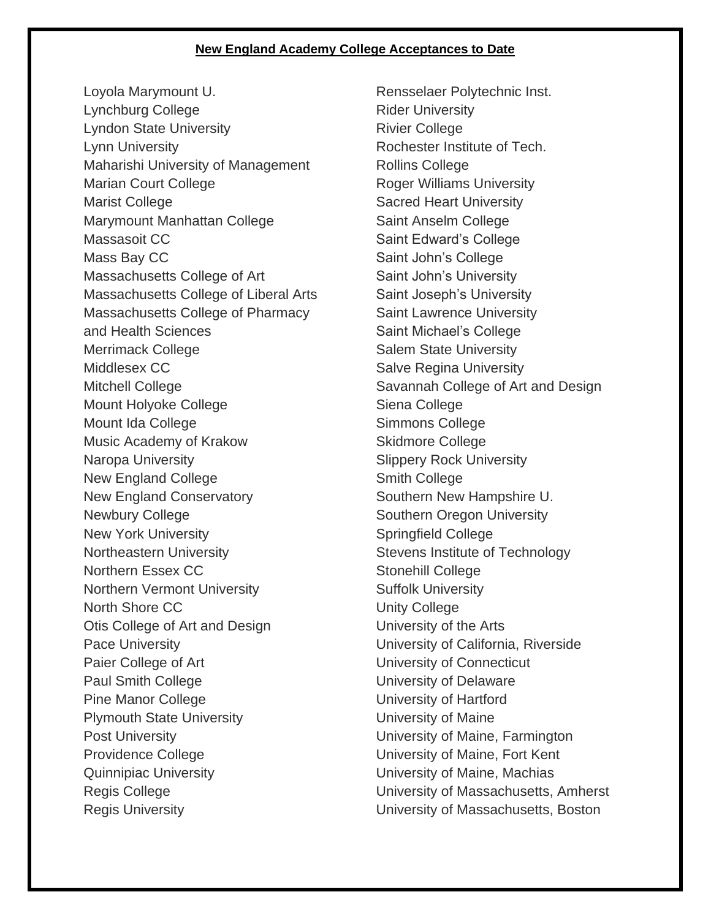**New England Academy College Acceptances to Date**

Loyola Marymount U.
Lynchburg College
Lyndon State University
Lynn University
Maharishi University of Management
Marian Court College
Marist College
Marymount Manhattan College
Massasoit CC
Mass Bay CC
Massachusetts College of Art
Massachusetts College of Liberal Arts
Massachusetts College of Pharmacy and Health Sciences
Merrimack College
Middlesex CC
Mitchell College
Mount Holyoke College
Mount Ida College
Music Academy of Krakow
Naropa University
New England College
New England Conservatory
Newbury College
New York University
Northeastern University
Northern Essex CC
Northern Vermont University
North Shore CC
Otis College of Art and Design
Pace University
Paier College of Art
Paul Smith College
Pine Manor College
Plymouth State University
Post University
Providence College
Quinnipiac University
Regis College
Regis University
Rensselaer Polytechnic Inst.
Rider University
Rivier College
Rochester Institute of Tech.
Rollins College
Roger Williams University
Sacred Heart University
Saint Anselm College
Saint Edward's College
Saint John's College
Saint John's University
Saint Joseph's University
Saint Lawrence University
Saint Michael's College
Salem State University
Salve Regina University
Savannah College of Art and Design
Siena College
Simmons College
Skidmore College
Slippery Rock University
Smith College
Southern New Hampshire U.
Southern Oregon University
Springfield College
Stevens Institute of Technology
Stonehill College
Suffolk University
Unity College
University of the Arts
University of California, Riverside
University of Connecticut
University of Delaware
University of Hartford
University of Maine
University of Maine, Farmington
University of Maine, Fort Kent
University of Maine, Machias
University of Massachusetts, Amherst
University of Massachusetts, Boston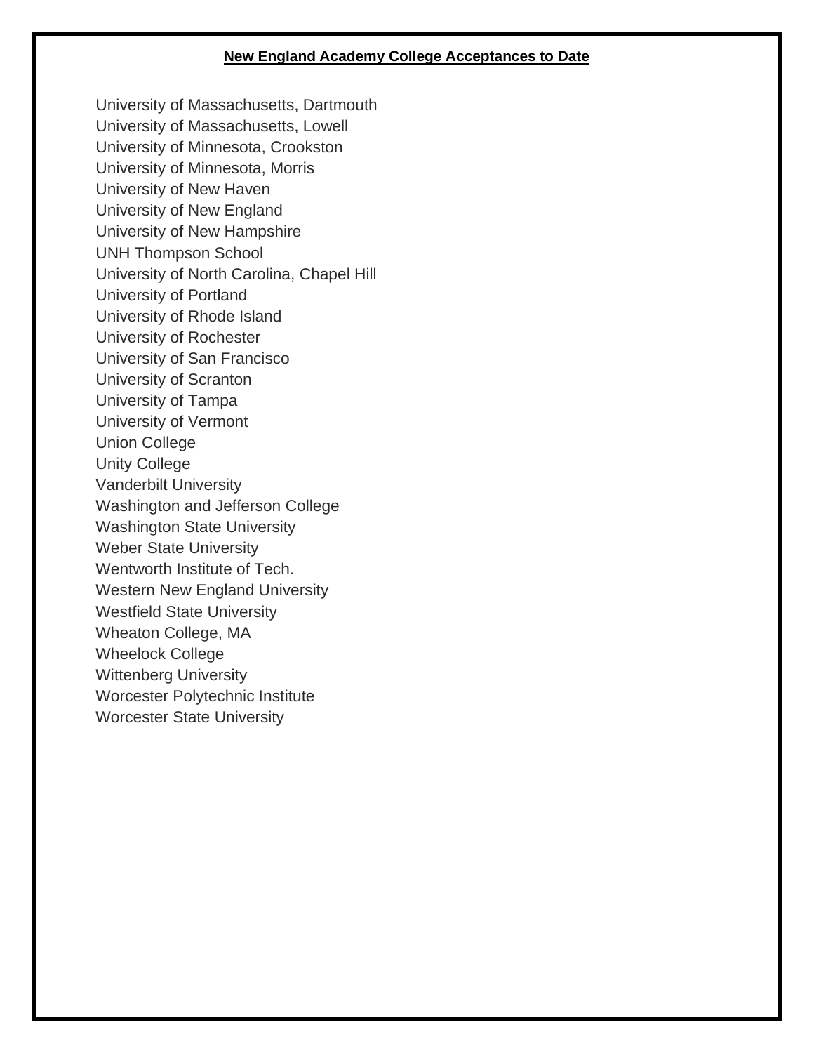**New England Academy College Acceptances to Date**

University of Massachusetts, Dartmouth
University of Massachusetts, Lowell
University of Minnesota, Crookston
University of Minnesota, Morris
University of New Haven
University of New England
University of New Hampshire
UNH Thompson School
University of North Carolina, Chapel Hill
University of Portland
University of Rhode Island
University of Rochester
University of San Francisco
University of Scranton
University of Tampa
University of Vermont
Union College
Unity College
Vanderbilt University
Washington and Jefferson College
Washington State University
Weber State University
Wentworth Institute of Tech.
Western New England University
Westfield State University
Wheaton College, MA
Wheelock College
Wittenberg University
Worcester Polytechnic Institute
Worcester State University